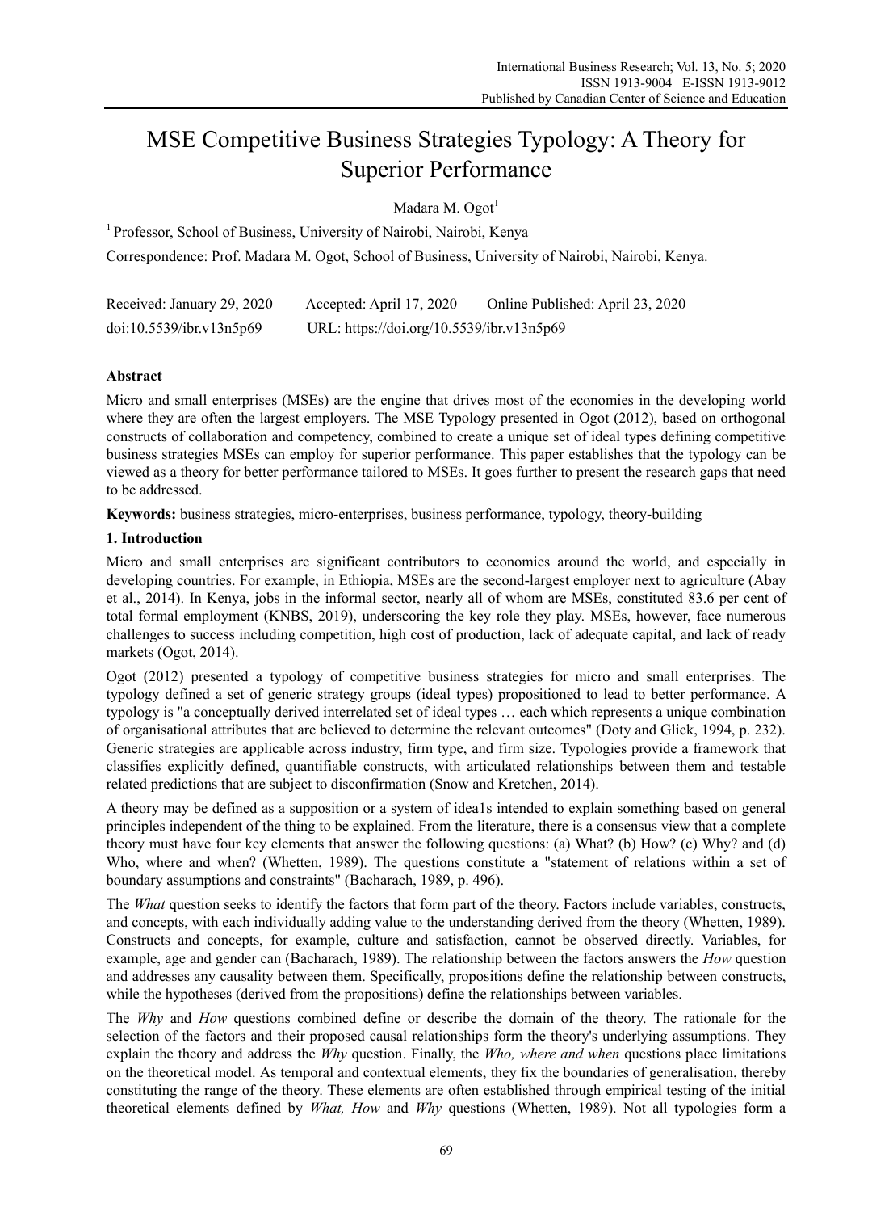# MSE Competitive Business Strategies Typology: A Theory for Superior Performance

Madara M. Ogot[1]

[1] Professor, School of Business, University of Nairobi, Nairobi, Kenya

Correspondence: Prof. Madara M. Ogot, School of Business, University of Nairobi, Nairobi, Kenya.

Received: January 29, 2020    Accepted: April 17, 2020    Online Published: April 23, 2020

doi:10.5539/ibr.v13n5p69    URL: https://doi.org/10.5539/ibr.v13n5p69

## Abstract

Micro and small enterprises (MSEs) are the engine that drives most of the economies in the developing world where they are often the largest employers. The MSE Typology presented in Ogot (2012), based on orthogonal constructs of collaboration and competency, combined to create a unique set of ideal types defining competitive business strategies MSEs can employ for superior performance. This paper establishes that the typology can be viewed as a theory for better performance tailored to MSEs. It goes further to present the research gaps that need to be addressed.

**Keywords:** business strategies, micro-enterprises, business performance, typology, theory-building

## 1. Introduction

Micro and small enterprises are significant contributors to economies around the world, and especially in developing countries. For example, in Ethiopia, MSEs are the second-largest employer next to agriculture (Abay et al., 2014). In Kenya, jobs in the informal sector, nearly all of whom are MSEs, constituted 83.6 per cent of total formal employment (KNBS, 2019), underscoring the key role they play. MSEs, however, face numerous challenges to success including competition, high cost of production, lack of adequate capital, and lack of ready markets (Ogot, 2014).

Ogot (2012) presented a typology of competitive business strategies for micro and small enterprises. The typology defined a set of generic strategy groups (ideal types) propositioned to lead to better performance. A typology is "a conceptually derived interrelated set of ideal types … each which represents a unique combination of organisational attributes that are believed to determine the relevant outcomes" (Doty and Glick, 1994, p. 232). Generic strategies are applicable across industry, firm type, and firm size. Typologies provide a framework that classifies explicitly defined, quantifiable constructs, with articulated relationships between them and testable related predictions that are subject to disconfirmation (Snow and Kretchen, 2014).

A theory may be defined as a supposition or a system of idea1s intended to explain something based on general principles independent of the thing to be explained. From the literature, there is a consensus view that a complete theory must have four key elements that answer the following questions: (a) What? (b) How? (c) Why? and (d) Who, where and when? (Whetten, 1989). The questions constitute a "statement of relations within a set of boundary assumptions and constraints" (Bacharach, 1989, p. 496).

The *What* question seeks to identify the factors that form part of the theory. Factors include variables, constructs, and concepts, with each individually adding value to the understanding derived from the theory (Whetten, 1989). Constructs and concepts, for example, culture and satisfaction, cannot be observed directly. Variables, for example, age and gender can (Bacharach, 1989). The relationship between the factors answers the *How* question and addresses any causality between them. Specifically, propositions define the relationship between constructs, while the hypotheses (derived from the propositions) define the relationships between variables.

The *Why* and *How* questions combined define or describe the domain of the theory. The rationale for the selection of the factors and their proposed causal relationships form the theory's underlying assumptions. They explain the theory and address the *Why* question. Finally, the *Who, where and when* questions place limitations on the theoretical model. As temporal and contextual elements, they fix the boundaries of generalisation, thereby constituting the range of the theory. These elements are often established through empirical testing of the initial theoretical elements defined by *What, How* and *Why* questions (Whetten, 1989). Not all typologies form a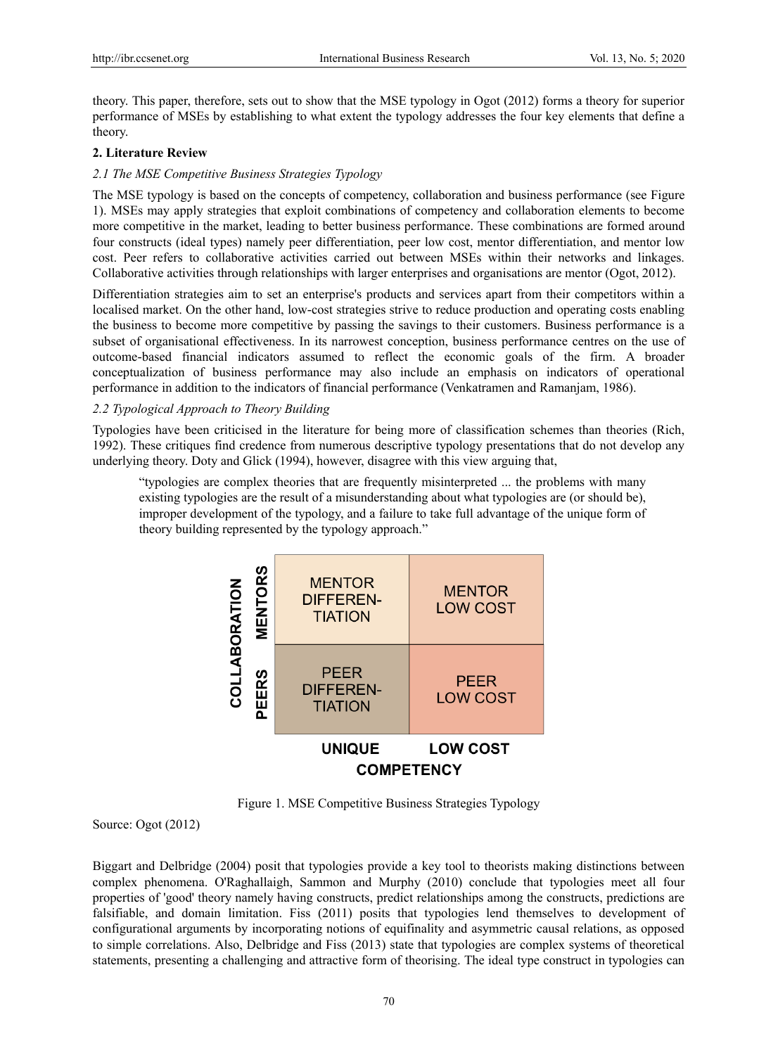theory. This paper, therefore, sets out to show that the MSE typology in Ogot (2012) forms a theory for superior performance of MSEs by establishing to what extent the typology addresses the four key elements that define a theory.

## 2. Literature Review

### *2.1 The MSE Competitive Business Strategies Typology*

The MSE typology is based on the concepts of competency, collaboration and business performance (see Figure 1). MSEs may apply strategies that exploit combinations of competency and collaboration elements to become more competitive in the market, leading to better business performance. These combinations are formed around four constructs (ideal types) namely peer differentiation, peer low cost, mentor differentiation, and mentor low cost. Peer refers to collaborative activities carried out between MSEs within their networks and linkages. Collaborative activities through relationships with larger enterprises and organisations are mentor (Ogot, 2012).

Differentiation strategies aim to set an enterprise's products and services apart from their competitors within a localised market. On the other hand, low-cost strategies strive to reduce production and operating costs enabling the business to become more competitive by passing the savings to their customers. Business performance is a subset of organisational effectiveness. In its narrowest conception, business performance centres on the use of outcome-based financial indicators assumed to reflect the economic goals of the firm. A broader conceptualization of business performance may also include an emphasis on indicators of operational performance in addition to the indicators of financial performance (Venkatramen and Ramanjam, 1986).

### *2.2 Typological Approach to Theory Building*

Typologies have been criticised in the literature for being more of classification schemes than theories (Rich, 1992). These critiques find credence from numerous descriptive typology presentations that do not develop any underlying theory. Doty and Glick (1994), however, disagree with this view arguing that,

> "typologies are complex theories that are frequently misinterpreted ... the problems with many existing typologies are the result of a misunderstanding about what typologies are (or should be), improper development of the typology, and a failure to take full advantage of the unique form of theory building represented by the typology approach."

| COLLABORATION | COMPETENCY: UNIQUE | COMPETENCY: LOW COST |
|---|---|---|
| MENTORS | MENTOR DIFFEREN-TIATION | MENTOR LOW COST |
| PEERS | PEER DIFFEREN-TIATION | PEER LOW COST |

Figure 1. MSE Competitive Business Strategies Typology

Source: Ogot (2012)

Biggart and Delbridge (2004) posit that typologies provide a key tool to theorists making distinctions between complex phenomena. O'Raghallaigh, Sammon and Murphy (2010) conclude that typologies meet all four properties of 'good' theory namely having constructs, predict relationships among the constructs, predictions are falsifiable, and domain limitation. Fiss (2011) posits that typologies lend themselves to development of configurational arguments by incorporating notions of equifinality and asymmetric causal relations, as opposed to simple correlations. Also, Delbridge and Fiss (2013) state that typologies are complex systems of theoretical statements, presenting a challenging and attractive form of theorising. The ideal type construct in typologies can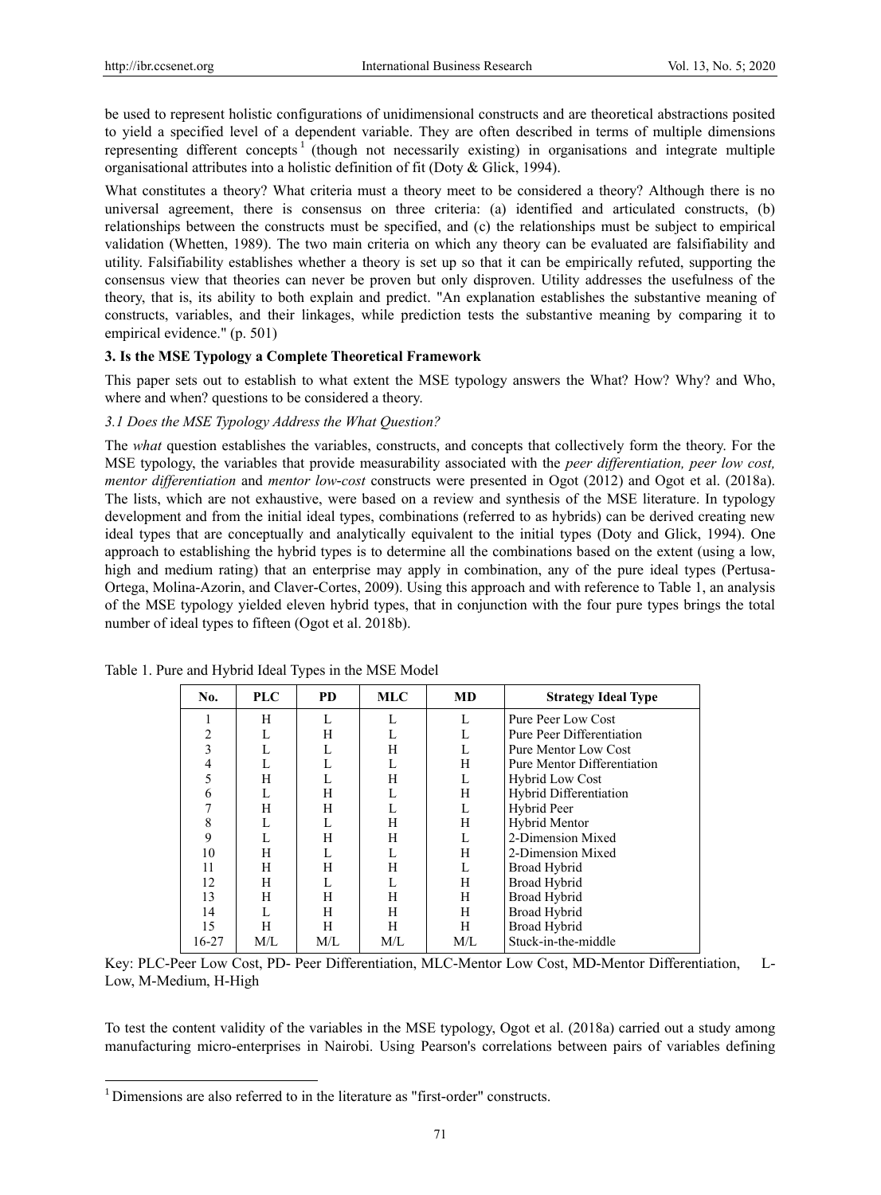be used to represent holistic configurations of unidimensional constructs and are theoretical abstractions posited to yield a specified level of a dependent variable. They are often described in terms of multiple dimensions representing different concepts[1] (though not necessarily existing) in organisations and integrate multiple organisational attributes into a holistic definition of fit (Doty & Glick, 1994).

What constitutes a theory? What criteria must a theory meet to be considered a theory? Although there is no universal agreement, there is consensus on three criteria: (a) identified and articulated constructs, (b) relationships between the constructs must be specified, and (c) the relationships must be subject to empirical validation (Whetten, 1989). The two main criteria on which any theory can be evaluated are falsifiability and utility. Falsifiability establishes whether a theory is set up so that it can be empirically refuted, supporting the consensus view that theories can never be proven but only disproven. Utility addresses the usefulness of the theory, that is, its ability to both explain and predict. "An explanation establishes the substantive meaning of constructs, variables, and their linkages, while prediction tests the substantive meaning by comparing it to empirical evidence." (p. 501)

### 3. Is the MSE Typology a Complete Theoretical Framework

This paper sets out to establish to what extent the MSE typology answers the What? How? Why? and Who, where and when? questions to be considered a theory.

#### *3.1 Does the MSE Typology Address the What Question?*

The *what* question establishes the variables, constructs, and concepts that collectively form the theory. For the MSE typology, the variables that provide measurability associated with the *peer differentiation, peer low cost, mentor differentiation* and *mentor low-cost* constructs were presented in Ogot (2012) and Ogot et al. (2018a). The lists, which are not exhaustive, were based on a review and synthesis of the MSE literature. In typology development and from the initial ideal types, combinations (referred to as hybrids) can be derived creating new ideal types that are conceptually and analytically equivalent to the initial types (Doty and Glick, 1994). One approach to establishing the hybrid types is to determine all the combinations based on the extent (using a low, high and medium rating) that an enterprise may apply in combination, any of the pure ideal types (Pertusa-Ortega, Molina-Azorin, and Claver-Cortes, 2009). Using this approach and with reference to Table 1, an analysis of the MSE typology yielded eleven hybrid types, that in conjunction with the four pure types brings the total number of ideal types to fifteen (Ogot et al. 2018b).

Table 1. Pure and Hybrid Ideal Types in the MSE Model

| No. | PLC | PD | MLC | MD | Strategy Ideal Type |
|---|---|---|---|---|---|
| 1 | H | L | L | L | Pure Peer Low Cost |
| 2 | L | H | L | L | Pure Peer Differentiation |
| 3 | L | L | H | L | Pure Mentor Low Cost |
| 4 | L | L | L | H | Pure Mentor Differentiation |
| 5 | H | L | H | L | Hybrid Low Cost |
| 6 | L | H | L | H | Hybrid Differentiation |
| 7 | H | H | L | L | Hybrid Peer |
| 8 | L | L | H | H | Hybrid Mentor |
| 9 | L | H | H | L | 2-Dimension Mixed |
| 10 | H | L | L | H | 2-Dimension Mixed |
| 11 | H | H | H | L | Broad Hybrid |
| 12 | H | L | L | H | Broad Hybrid |
| 13 | H | H | H | H | Broad Hybrid |
| 14 | L | H | H | H | Broad Hybrid |
| 15 | H | H | H | H | Broad Hybrid |
| 16-27 | M/L | M/L | M/L | M/L | Stuck-in-the-middle |

Key: PLC-Peer Low Cost, PD- Peer Differentiation, MLC-Mentor Low Cost, MD-Mentor Differentiation, L-Low, M-Medium, H-High

To test the content validity of the variables in the MSE typology, Ogot et al. (2018a) carried out a study among manufacturing micro-enterprises in Nairobi. Using Pearson's correlations between pairs of variables defining

[1] Dimensions are also referred to in the literature as "first-order" constructs.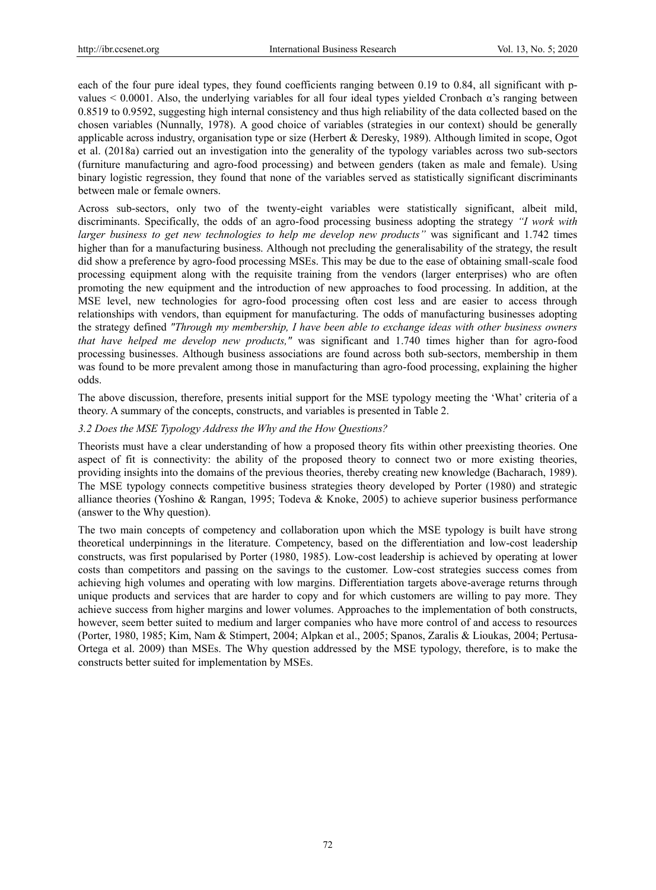each of the four pure ideal types, they found coefficients ranging between 0.19 to 0.84, all significant with p-values < 0.0001. Also, the underlying variables for all four ideal types yielded Cronbach α's ranging between 0.8519 to 0.9592, suggesting high internal consistency and thus high reliability of the data collected based on the chosen variables (Nunnally, 1978). A good choice of variables (strategies in our context) should be generally applicable across industry, organisation type or size (Herbert & Deresky, 1989). Although limited in scope, Ogot et al. (2018a) carried out an investigation into the generality of the typology variables across two sub-sectors (furniture manufacturing and agro-food processing) and between genders (taken as male and female). Using binary logistic regression, they found that none of the variables served as statistically significant discriminants between male or female owners.

Across sub-sectors, only two of the twenty-eight variables were statistically significant, albeit mild, discriminants. Specifically, the odds of an agro-food processing business adopting the strategy *"I work with larger business to get new technologies to help me develop new products"* was significant and 1.742 times higher than for a manufacturing business. Although not precluding the generalisability of the strategy, the result did show a preference by agro-food processing MSEs. This may be due to the ease of obtaining small-scale food processing equipment along with the requisite training from the vendors (larger enterprises) who are often promoting the new equipment and the introduction of new approaches to food processing. In addition, at the MSE level, new technologies for agro-food processing often cost less and are easier to access through relationships with vendors, than equipment for manufacturing. The odds of manufacturing businesses adopting the strategy defined *"Through my membership, I have been able to exchange ideas with other business owners that have helped me develop new products,"* was significant and 1.740 times higher than for agro-food processing businesses. Although business associations are found across both sub-sectors, membership in them was found to be more prevalent among those in manufacturing than agro-food processing, explaining the higher odds.

The above discussion, therefore, presents initial support for the MSE typology meeting the 'What' criteria of a theory. A summary of the concepts, constructs, and variables is presented in Table 2.

### *3.2 Does the MSE Typology Address the Why and the How Questions?*

Theorists must have a clear understanding of how a proposed theory fits within other preexisting theories. One aspect of fit is connectivity: the ability of the proposed theory to connect two or more existing theories, providing insights into the domains of the previous theories, thereby creating new knowledge (Bacharach, 1989). The MSE typology connects competitive business strategies theory developed by Porter (1980) and strategic alliance theories (Yoshino & Rangan, 1995; Todeva & Knoke, 2005) to achieve superior business performance (answer to the Why question).

The two main concepts of competency and collaboration upon which the MSE typology is built have strong theoretical underpinnings in the literature. Competency, based on the differentiation and low-cost leadership constructs, was first popularised by Porter (1980, 1985). Low-cost leadership is achieved by operating at lower costs than competitors and passing on the savings to the customer. Low-cost strategies success comes from achieving high volumes and operating with low margins. Differentiation targets above-average returns through unique products and services that are harder to copy and for which customers are willing to pay more. They achieve success from higher margins and lower volumes. Approaches to the implementation of both constructs, however, seem better suited to medium and larger companies who have more control of and access to resources (Porter, 1980, 1985; Kim, Nam & Stimpert, 2004; Alpkan et al., 2005; Spanos, Zaralis & Lioukas, 2004; Pertusa-Ortega et al. 2009) than MSEs. The Why question addressed by the MSE typology, therefore, is to make the constructs better suited for implementation by MSEs.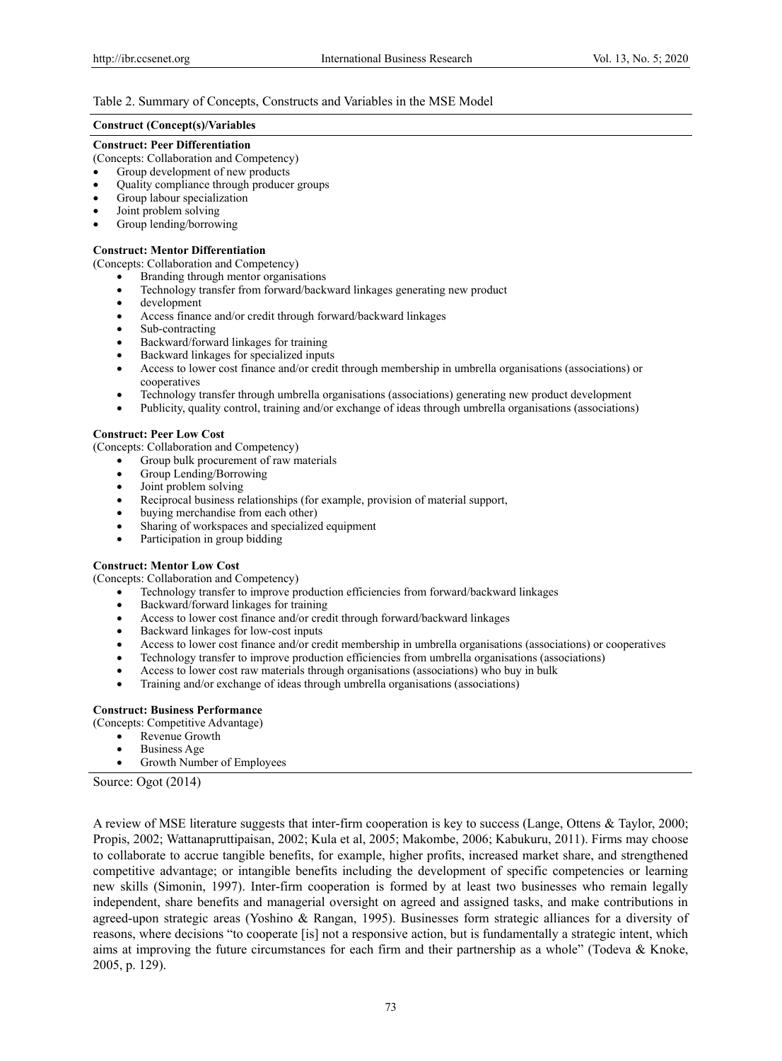Table 2. Summary of Concepts, Constructs and Variables in the MSE Model

**Construct (Concept(s)/Variables**

**Construct: Peer Differentiation**

(Concepts: Collaboration and Competency)

- Group development of new products
- Quality compliance through producer groups
- Group labour specialization
- Joint problem solving
- Group lending/borrowing

**Construct: Mentor Differentiation**

(Concepts: Collaboration and Competency)

- Branding through mentor organisations
- Technology transfer from forward/backward linkages generating new product
- development
- Access finance and/or credit through forward/backward linkages
- Sub-contracting
- Backward/forward linkages for training
- Backward linkages for specialized inputs
- Access to lower cost finance and/or credit through membership in umbrella organisations (associations) or cooperatives
- Technology transfer through umbrella organisations (associations) generating new product development
- Publicity, quality control, training and/or exchange of ideas through umbrella organisations (associations)

**Construct: Peer Low Cost**

(Concepts: Collaboration and Competency)

- Group bulk procurement of raw materials
- Group Lending/Borrowing
- Joint problem solving
- Reciprocal business relationships (for example, provision of material support,
- buying merchandise from each other)
- Sharing of workspaces and specialized equipment
- Participation in group bidding

**Construct: Mentor Low Cost**

(Concepts: Collaboration and Competency)

- Technology transfer to improve production efficiencies from forward/backward linkages
- Backward/forward linkages for training
- Access to lower cost finance and/or credit through forward/backward linkages
- Backward linkages for low-cost inputs
- Access to lower cost finance and/or credit membership in umbrella organisations (associations) or cooperatives
- Technology transfer to improve production efficiencies from umbrella organisations (associations)
- Access to lower cost raw materials through organisations (associations) who buy in bulk
- Training and/or exchange of ideas through umbrella organisations (associations)

**Construct: Business Performance**

(Concepts: Competitive Advantage)

- Revenue Growth
- Business Age
- Growth Number of Employees

Source: Ogot (2014)

A review of MSE literature suggests that inter-firm cooperation is key to success (Lange, Ottens & Taylor, 2000; Propis, 2002; Wattanapruttipaisan, 2002; Kula et al, 2005; Makombe, 2006; Kabukuru, 2011). Firms may choose to collaborate to accrue tangible benefits, for example, higher profits, increased market share, and strengthened competitive advantage; or intangible benefits including the development of specific competencies or learning new skills (Simonin, 1997). Inter-firm cooperation is formed by at least two businesses who remain legally independent, share benefits and managerial oversight on agreed and assigned tasks, and make contributions in agreed-upon strategic areas (Yoshino & Rangan, 1995). Businesses form strategic alliances for a diversity of reasons, where decisions "to cooperate [is] not a responsive action, but is fundamentally a strategic intent, which aims at improving the future circumstances for each firm and their partnership as a whole" (Todeva & Knoke, 2005, p. 129).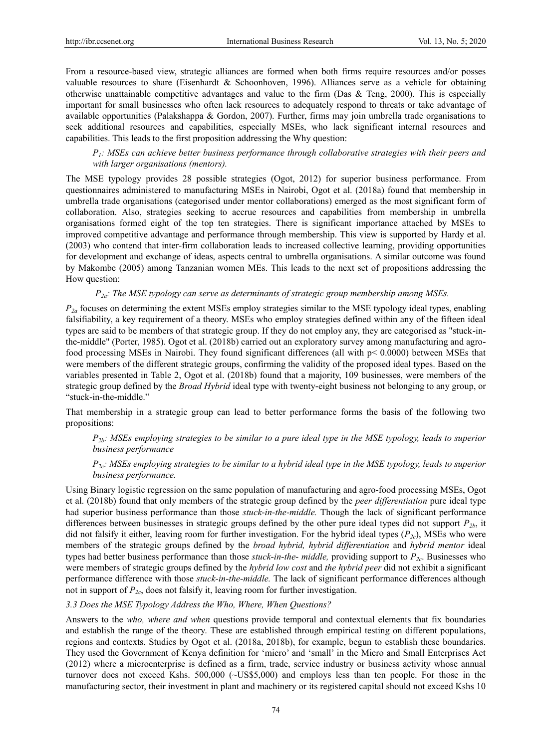From a resource-based view, strategic alliances are formed when both firms require resources and/or posses valuable resources to share (Eisenhardt & Schoonhoven, 1996). Alliances serve as a vehicle for obtaining otherwise unattainable competitive advantages and value to the firm (Das & Teng, 2000). This is especially important for small businesses who often lack resources to adequately respond to threats or take advantage of available opportunities (Palakshappa & Gordon, 2007). Further, firms may join umbrella trade organisations to seek additional resources and capabilities, especially MSEs, who lack significant internal resources and capabilities. This leads to the first proposition addressing the Why question:

> *$P_1$: MSEs can achieve better business performance through collaborative strategies with their peers and with larger organisations (mentors).*

The MSE typology provides 28 possible strategies (Ogot, 2012) for superior business performance. From questionnaires administered to manufacturing MSEs in Nairobi, Ogot et al. (2018a) found that membership in umbrella trade organisations (categorised under mentor collaborations) emerged as the most significant form of collaboration. Also, strategies seeking to accrue resources and capabilities from membership in umbrella organisations formed eight of the top ten strategies. There is significant importance attached by MSEs to improved competitive advantage and performance through membership. This view is supported by Hardy et al. (2003) who contend that inter-firm collaboration leads to increased collective learning, providing opportunities for development and exchange of ideas, aspects central to umbrella organisations. A similar outcome was found by Makombe (2005) among Tanzanian women MEs. This leads to the next set of propositions addressing the How question:

> *$P_{2a}$: The MSE typology can serve as determinants of strategic group membership among MSEs.*

$P_{2a}$ focuses on determining the extent MSEs employ strategies similar to the MSE typology ideal types, enabling falsifiability, a key requirement of a theory. MSEs who employ strategies defined within any of the fifteen ideal types are said to be members of that strategic group. If they do not employ any, they are categorised as "stuck-in-the-middle" (Porter, 1985). Ogot et al. (2018b) carried out an exploratory survey among manufacturing and agro-food processing MSEs in Nairobi. They found significant differences (all with $p < 0.0000$) between MSEs that were members of the different strategic groups, confirming the validity of the proposed ideal types. Based on the variables presented in Table 2, Ogot et al. (2018b) found that a majority, 109 businesses, were members of the strategic group defined by the *Broad Hybrid* ideal type with twenty-eight business not belonging to any group, or "stuck-in-the-middle."

That membership in a strategic group can lead to better performance forms the basis of the following two propositions:

> *$P_{2b}$: MSEs employing strategies to be similar to a pure ideal type in the MSE typology, leads to superior business performance*
>
> *$P_{2c}$: MSEs employing strategies to be similar to a hybrid ideal type in the MSE typology, leads to superior business performance.*

Using Binary logistic regression on the same population of manufacturing and agro-food processing MSEs, Ogot et al. (2018b) found that only members of the strategic group defined by the *peer differentiation* pure ideal type had superior business performance than those *stuck-in-the-middle.* Though the lack of significant performance differences between businesses in strategic groups defined by the other pure ideal types did not support $P_{2b}$, it did not falsify it either, leaving room for further investigation. For the hybrid ideal types ($P_{2c}$), MSEs who were members of the strategic groups defined by the *broad hybrid, hybrid differentiation* and *hybrid mentor* ideal types had better business performance than those *stuck-in-the- middle,* providing support to $P_{2c}$. Businesses who were members of strategic groups defined by the *hybrid low cost* and *the hybrid peer* did not exhibit a significant performance difference with those *stuck-in-the-middle.* The lack of significant performance differences although not in support of $P_{2c}$, does not falsify it, leaving room for further investigation.

### *3.3 Does the MSE Typology Address the Who, Where, When Questions?*

Answers to the *who, where and when* questions provide temporal and contextual elements that fix boundaries and establish the range of the theory. These are established through empirical testing on different populations, regions and contexts. Studies by Ogot et al. (2018a, 2018b), for example, begun to establish these boundaries. They used the Government of Kenya definition for 'micro' and 'small' in the Micro and Small Enterprises Act (2012) where a microenterprise is defined as a firm, trade, service industry or business activity whose annual turnover does not exceed Kshs. 500,000 (~US$5,000) and employs less than ten people. For those in the manufacturing sector, their investment in plant and machinery or its registered capital should not exceed Kshs 10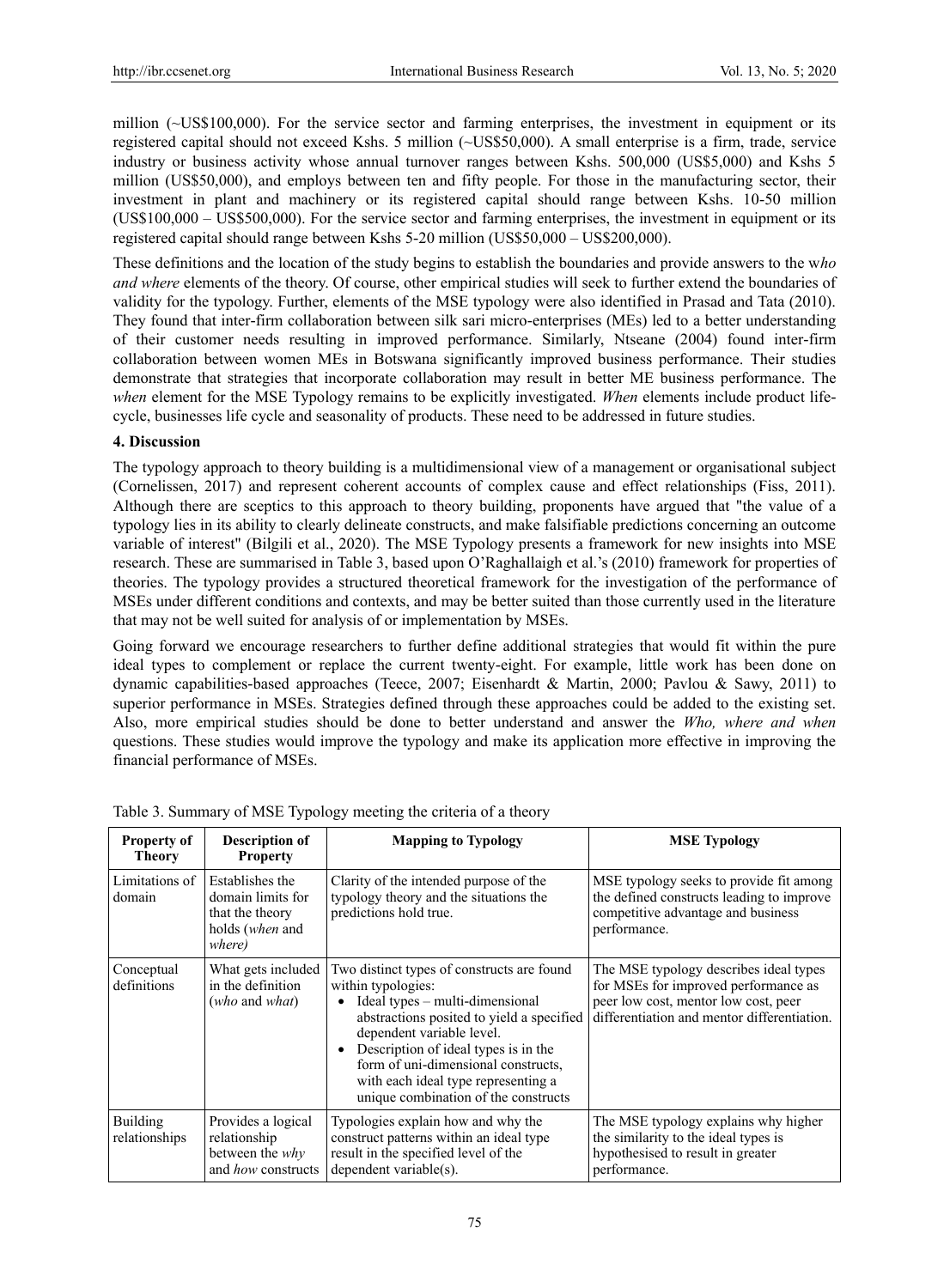million (~US$100,000). For the service sector and farming enterprises, the investment in equipment or its registered capital should not exceed Kshs. 5 million (~US$50,000). A small enterprise is a firm, trade, service industry or business activity whose annual turnover ranges between Kshs. 500,000 (US$5,000) and Kshs 5 million (US$50,000), and employs between ten and fifty people. For those in the manufacturing sector, their investment in plant and machinery or its registered capital should range between Kshs. 10-50 million (US$100,000 – US$500,000). For the service sector and farming enterprises, the investment in equipment or its registered capital should range between Kshs 5-20 million (US$50,000 – US$200,000).

These definitions and the location of the study begins to establish the boundaries and provide answers to the w*ho and where* elements of the theory. Of course, other empirical studies will seek to further extend the boundaries of validity for the typology. Further, elements of the MSE typology were also identified in Prasad and Tata (2010). They found that inter-firm collaboration between silk sari micro-enterprises (MEs) led to a better understanding of their customer needs resulting in improved performance. Similarly, Ntseane (2004) found inter-firm collaboration between women MEs in Botswana significantly improved business performance. Their studies demonstrate that strategies that incorporate collaboration may result in better ME business performance. The *when* element for the MSE Typology remains to be explicitly investigated. *When* elements include product life-cycle, businesses life cycle and seasonality of products. These need to be addressed in future studies.

## 4. Discussion

The typology approach to theory building is a multidimensional view of a management or organisational subject (Cornelissen, 2017) and represent coherent accounts of complex cause and effect relationships (Fiss, 2011). Although there are sceptics to this approach to theory building, proponents have argued that "the value of a typology lies in its ability to clearly delineate constructs, and make falsifiable predictions concerning an outcome variable of interest" (Bilgili et al., 2020). The MSE Typology presents a framework for new insights into MSE research. These are summarised in Table 3, based upon O'Raghallaigh et al.'s (2010) framework for properties of theories. The typology provides a structured theoretical framework for the investigation of the performance of MSEs under different conditions and contexts, and may be better suited than those currently used in the literature that may not be well suited for analysis of or implementation by MSEs.

Going forward we encourage researchers to further define additional strategies that would fit within the pure ideal types to complement or replace the current twenty-eight. For example, little work has been done on dynamic capabilities-based approaches (Teece, 2007; Eisenhardt & Martin, 2000; Pavlou & Sawy, 2011) to superior performance in MSEs. Strategies defined through these approaches could be added to the existing set. Also, more empirical studies should be done to better understand and answer the *Who, where and when* questions. These studies would improve the typology and make its application more effective in improving the financial performance of MSEs.

Table 3. Summary of MSE Typology meeting the criteria of a theory

| **Property of Theory** | **Description of Property** | **Mapping to Typology** | **MSE Typology** |
|---|---|---|---|
| Limitations of domain | Establishes the domain limits for that the theory holds (*when* and *where)* | Clarity of the intended purpose of the typology theory and the situations the predictions hold true. | MSE typology seeks to provide fit among the defined constructs leading to improve competitive advantage and business performance. |
| Conceptual definitions | What gets included in the definition (*who* and *what*) | Two distinct types of constructs are found within typologies: <br>• Ideal types – multi-dimensional abstractions posited to yield a specified dependent variable level. <br>• Description of ideal types is in the form of uni-dimensional constructs, with each ideal type representing a unique combination of the constructs | The MSE typology describes ideal types for MSEs for improved performance as peer low cost, mentor low cost, peer differentiation and mentor differentiation. |
| Building relationships | Provides a logical relationship between the *why* and *how* constructs | Typologies explain how and why the construct patterns within an ideal type result in the specified level of the dependent variable(s). | The MSE typology explains why higher the similarity to the ideal types is hypothesised to result in greater performance. |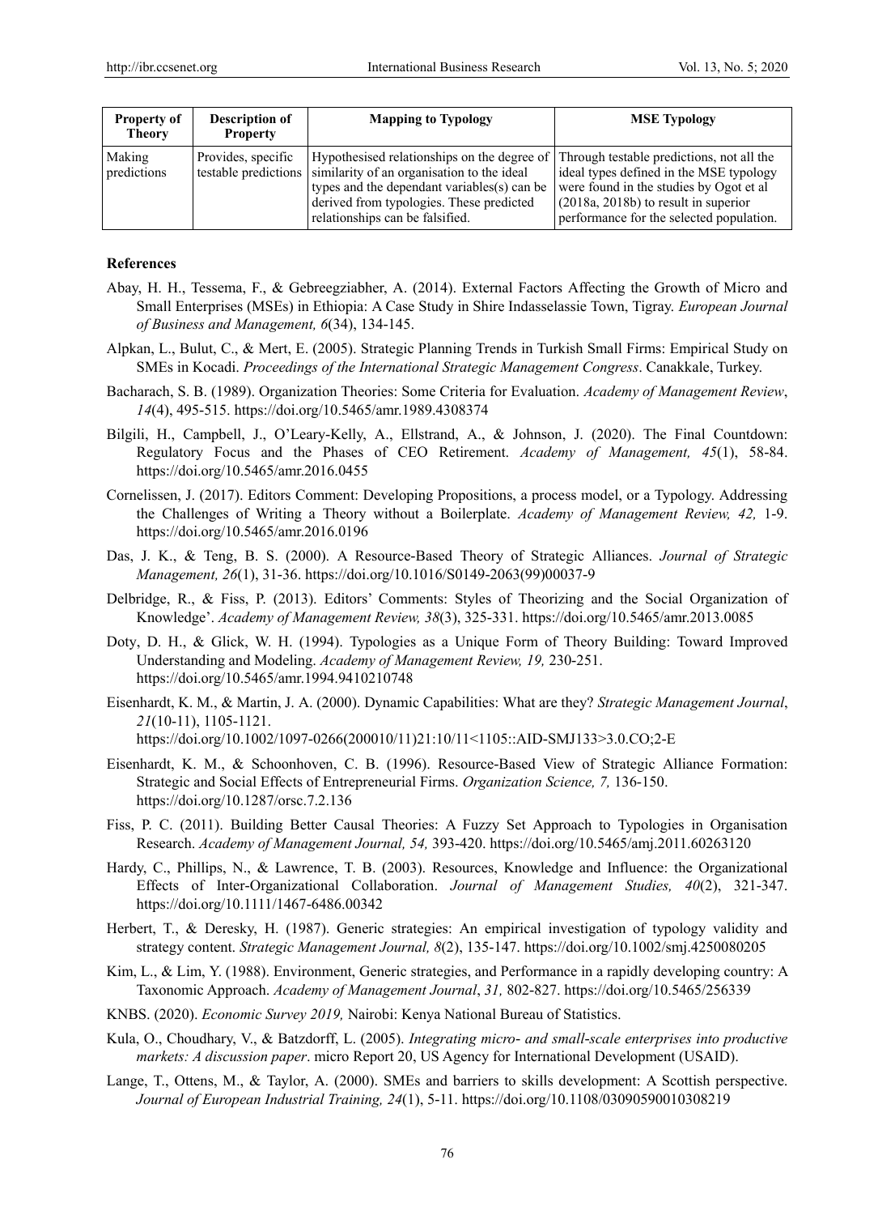| Property of Theory | Description of Property | Mapping to Typology | MSE Typology |
|---|---|---|---|
| Making predictions | Provides, specific testable predictions | Hypothesised relationships on the degree of similarity of an organisation to the ideal types and the dependant variables(s) can be derived from typologies. These predicted relationships can be falsified. | Through testable predictions, not all the ideal types defined in the MSE typology were found in the studies by Ogot et al (2018a, 2018b) to result in superior performance for the selected population. |

## References

Abay, H. H., Tessema, F., & Gebreegziabher, A. (2014). External Factors Affecting the Growth of Micro and Small Enterprises (MSEs) in Ethiopia: A Case Study in Shire Indasselassie Town, Tigray. *European Journal of Business and Management, 6*(34), 134-145.

Alpkan, L., Bulut, C., & Mert, E. (2005). Strategic Planning Trends in Turkish Small Firms: Empirical Study on SMEs in Kocadi. *Proceedings of the International Strategic Management Congress*. Canakkale, Turkey.

Bacharach, S. B. (1989). Organization Theories: Some Criteria for Evaluation. *Academy of Management Review*, *14*(4), 495-515. https://doi.org/10.5465/amr.1989.4308374

Bilgili, H., Campbell, J., O'Leary-Kelly, A., Ellstrand, A., & Johnson, J. (2020). The Final Countdown: Regulatory Focus and the Phases of CEO Retirement. *Academy of Management, 45*(1), 58-84. https://doi.org/10.5465/amr.2016.0455

Cornelissen, J. (2017). Editors Comment: Developing Propositions, a process model, or a Typology. Addressing the Challenges of Writing a Theory without a Boilerplate. *Academy of Management Review, 42,* 1-9. https://doi.org/10.5465/amr.2016.0196

Das, J. K., & Teng, B. S. (2000). A Resource-Based Theory of Strategic Alliances. *Journal of Strategic Management, 26*(1), 31-36. https://doi.org/10.1016/S0149-2063(99)00037-9

Delbridge, R., & Fiss, P. (2013). Editors' Comments: Styles of Theorizing and the Social Organization of Knowledge'. *Academy of Management Review, 38*(3), 325-331. https://doi.org/10.5465/amr.2013.0085

Doty, D. H., & Glick, W. H. (1994). Typologies as a Unique Form of Theory Building: Toward Improved Understanding and Modeling. *Academy of Management Review, 19,* 230-251. https://doi.org/10.5465/amr.1994.9410210748

Eisenhardt, K. M., & Martin, J. A. (2000). Dynamic Capabilities: What are they? *Strategic Management Journal*, *21*(10-11), 1105-1121. https://doi.org/10.1002/1097-0266(200010/11)21:10/11<1105::AID-SMJ133>3.0.CO;2-E

Eisenhardt, K. M., & Schoonhoven, C. B. (1996). Resource-Based View of Strategic Alliance Formation: Strategic and Social Effects of Entrepreneurial Firms. *Organization Science, 7,* 136-150. https://doi.org/10.1287/orsc.7.2.136

Fiss, P. C. (2011). Building Better Causal Theories: A Fuzzy Set Approach to Typologies in Organisation Research. *Academy of Management Journal, 54,* 393-420. https://doi.org/10.5465/amj.2011.60263120

Hardy, C., Phillips, N., & Lawrence, T. B. (2003). Resources, Knowledge and Influence: the Organizational Effects of Inter-Organizational Collaboration. *Journal of Management Studies, 40*(2), 321-347. https://doi.org/10.1111/1467-6486.00342

Herbert, T., & Deresky, H. (1987). Generic strategies: An empirical investigation of typology validity and strategy content. *Strategic Management Journal, 8*(2), 135-147. https://doi.org/10.1002/smj.4250080205

Kim, L., & Lim, Y. (1988). Environment, Generic strategies, and Performance in a rapidly developing country: A Taxonomic Approach. *Academy of Management Journal*, *31,* 802-827. https://doi.org/10.5465/256339

KNBS. (2020). *Economic Survey 2019,* Nairobi: Kenya National Bureau of Statistics.

Kula, O., Choudhary, V., & Batzdorff, L. (2005). *Integrating micro- and small-scale enterprises into productive markets: A discussion paper*. micro Report 20, US Agency for International Development (USAID).

Lange, T., Ottens, M., & Taylor, A. (2000). SMEs and barriers to skills development: A Scottish perspective. *Journal of European Industrial Training, 24*(1), 5-11. https://doi.org/10.1108/03090590010308219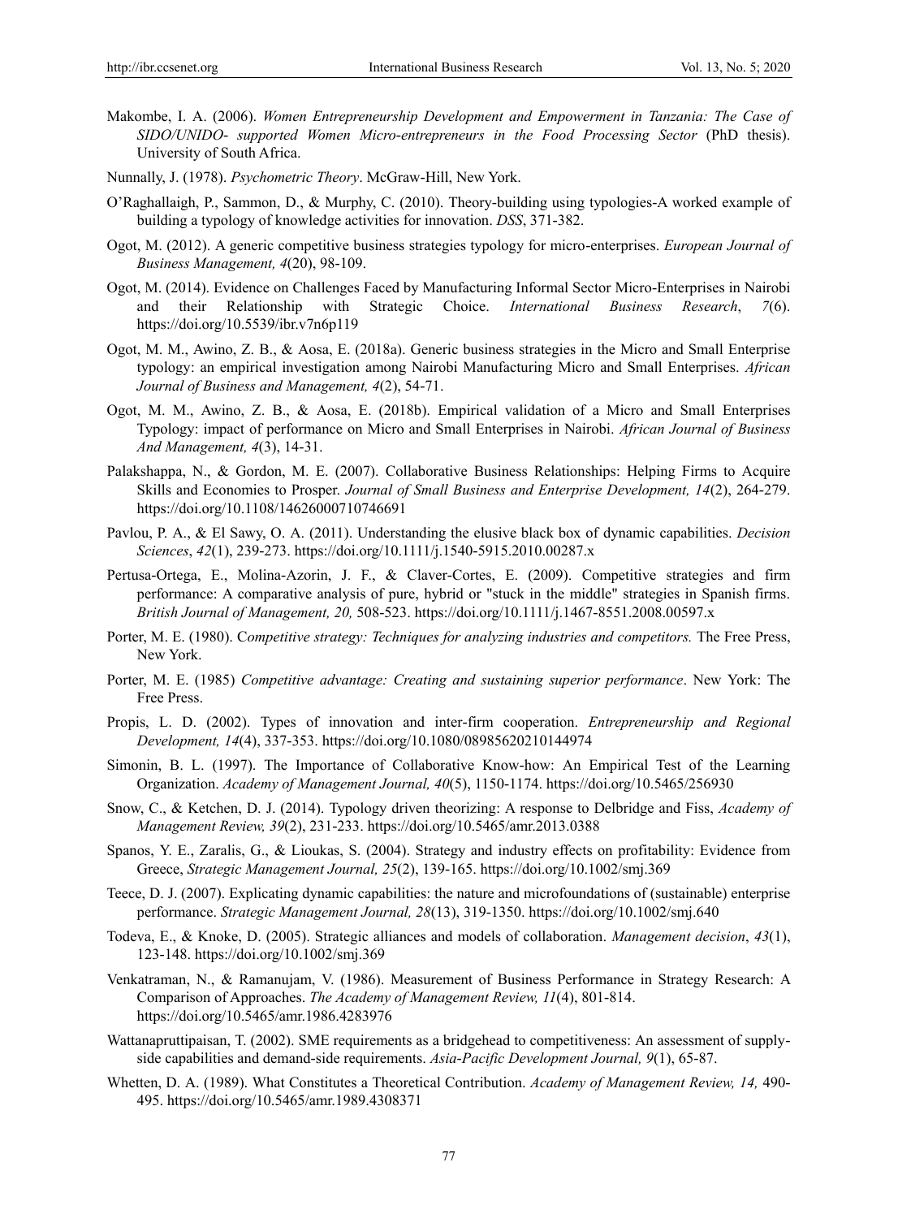Makombe, I. A. (2006). *Women Entrepreneurship Development and Empowerment in Tanzania: The Case of SIDO/UNIDO- supported Women Micro-entrepreneurs in the Food Processing Sector* (PhD thesis). University of South Africa.

Nunnally, J. (1978). *Psychometric Theory*. McGraw-Hill, New York.

O'Raghallaigh, P., Sammon, D., & Murphy, C. (2010). Theory-building using typologies-A worked example of building a typology of knowledge activities for innovation. *DSS*, 371-382.

Ogot, M. (2012). A generic competitive business strategies typology for micro-enterprises. *European Journal of Business Management, 4*(20), 98-109.

Ogot, M. (2014). Evidence on Challenges Faced by Manufacturing Informal Sector Micro-Enterprises in Nairobi and their Relationship with Strategic Choice. *International Business Research*, *7*(6). https://doi.org/10.5539/ibr.v7n6p119

Ogot, M. M., Awino, Z. B., & Aosa, E. (2018a). Generic business strategies in the Micro and Small Enterprise typology: an empirical investigation among Nairobi Manufacturing Micro and Small Enterprises. *African Journal of Business and Management, 4*(2), 54-71.

Ogot, M. M., Awino, Z. B., & Aosa, E. (2018b). Empirical validation of a Micro and Small Enterprises Typology: impact of performance on Micro and Small Enterprises in Nairobi. *African Journal of Business And Management, 4*(3), 14-31.

Palakshappa, N., & Gordon, M. E. (2007). Collaborative Business Relationships: Helping Firms to Acquire Skills and Economies to Prosper. *Journal of Small Business and Enterprise Development, 14*(2), 264-279. https://doi.org/10.1108/14626000710746691

Pavlou, P. A., & El Sawy, O. A. (2011). Understanding the elusive black box of dynamic capabilities. *Decision Sciences*, *42*(1), 239-273. https://doi.org/10.1111/j.1540-5915.2010.00287.x

Pertusa-Ortega, E., Molina-Azorin, J. F., & Claver-Cortes, E. (2009). Competitive strategies and firm performance: A comparative analysis of pure, hybrid or "stuck in the middle" strategies in Spanish firms. *British Journal of Management, 20,* 508-523. https://doi.org/10.1111/j.1467-8551.2008.00597.x

Porter, M. E. (1980). *Competitive strategy: Techniques for analyzing industries and competitors.* The Free Press, New York.

Porter, M. E. (1985) *Competitive advantage: Creating and sustaining superior performance*. New York: The Free Press.

Propis, L. D. (2002). Types of innovation and inter-firm cooperation. *Entrepreneurship and Regional Development, 14*(4), 337-353. https://doi.org/10.1080/08985620210144974

Simonin, B. L. (1997). The Importance of Collaborative Know-how: An Empirical Test of the Learning Organization. *Academy of Management Journal, 40*(5), 1150-1174. https://doi.org/10.5465/256930

Snow, C., & Ketchen, D. J. (2014). Typology driven theorizing: A response to Delbridge and Fiss, *Academy of Management Review, 39*(2), 231-233. https://doi.org/10.5465/amr.2013.0388

Spanos, Y. E., Zaralis, G., & Lioukas, S. (2004). Strategy and industry effects on profitability: Evidence from Greece, *Strategic Management Journal, 25*(2), 139-165. https://doi.org/10.1002/smj.369

Teece, D. J. (2007). Explicating dynamic capabilities: the nature and microfoundations of (sustainable) enterprise performance. *Strategic Management Journal, 28*(13), 319-1350. https://doi.org/10.1002/smj.640

Todeva, E., & Knoke, D. (2005). Strategic alliances and models of collaboration. *Management decision*, *43*(1), 123-148. https://doi.org/10.1002/smj.369

Venkatraman, N., & Ramanujam, V. (1986). Measurement of Business Performance in Strategy Research: A Comparison of Approaches. *The Academy of Management Review, 11*(4), 801-814. https://doi.org/10.5465/amr.1986.4283976

Wattanapruttipaisan, T. (2002). SME requirements as a bridgehead to competitiveness: An assessment of supply-side capabilities and demand-side requirements. *Asia-Pacific Development Journal, 9*(1), 65-87.

Whetten, D. A. (1989). What Constitutes a Theoretical Contribution. *Academy of Management Review, 14,* 490-495. https://doi.org/10.5465/amr.1989.4308371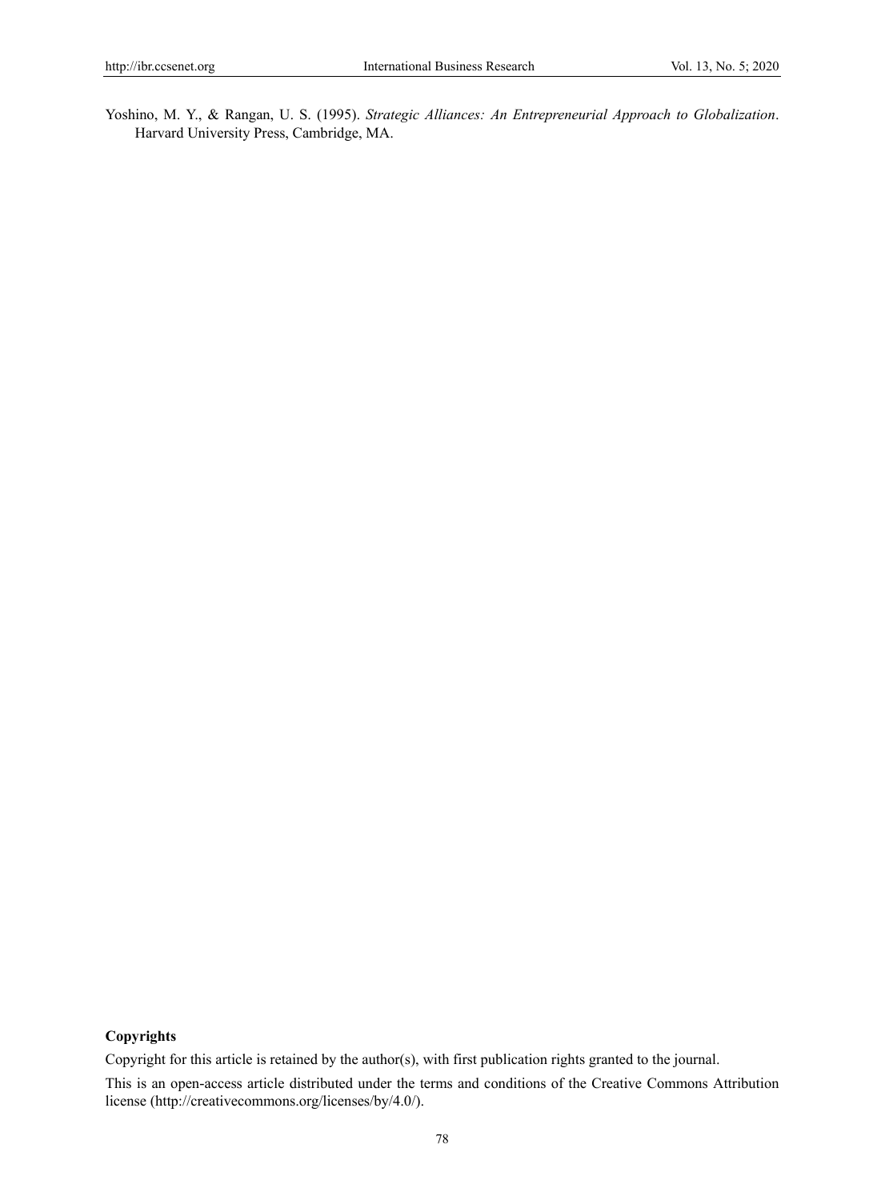Yoshino, M. Y., & Rangan, U. S. (1995). *Strategic Alliances: An Entrepreneurial Approach to Globalization*. Harvard University Press, Cambridge, MA.

**Copyrights**

Copyright for this article is retained by the author(s), with first publication rights granted to the journal.

This is an open-access article distributed under the terms and conditions of the Creative Commons Attribution license (http://creativecommons.org/licenses/by/4.0/).